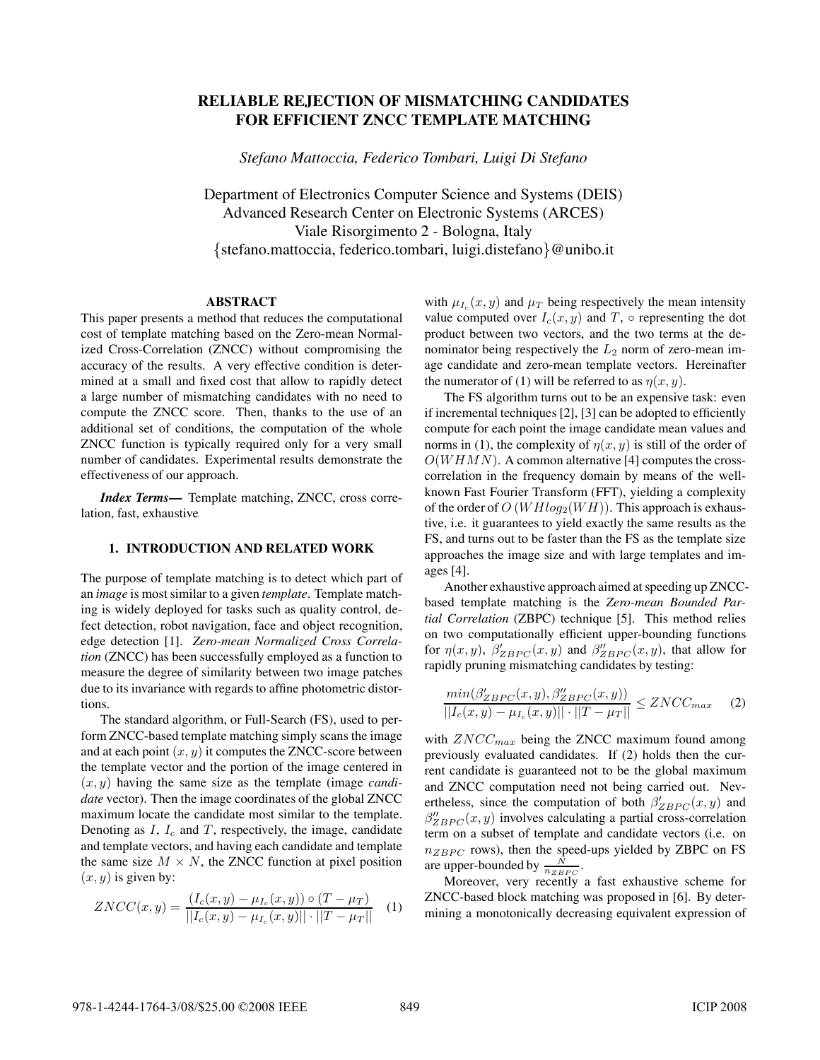# RELIABLE REJECTION OF MISMATCHING CANDIDATES FOR EFFICIENT ZNCC TEMPLATE MATCHING

*Stefano Mattoccia, Federico Tombari, Luigi Di Stefano*

Department of Electronics Computer Science and Systems (DEIS)
Advanced Research Center on Electronic Systems (ARCES)
Viale Risorgimento 2 - Bologna, Italy
{stefano.mattoccia, federico.tombari, luigi.distefano}@unibo.it

## ABSTRACT

This paper presents a method that reduces the computational cost of template matching based on the Zero-mean Normalized Cross-Correlation (ZNCC) without compromising the accuracy of the results. A very effective condition is determined at a small and fixed cost that allow to rapidly detect a large number of mismatching candidates with no need to compute the ZNCC score. Then, thanks to the use of an additional set of conditions, the computation of the whole ZNCC function is typically required only for a very small number of candidates. Experimental results demonstrate the effectiveness of our approach.

***Index Terms*—** Template matching, ZNCC, cross correlation, fast, exhaustive

## 1. INTRODUCTION AND RELATED WORK

The purpose of template matching is to detect which part of an *image* is most similar to a given *template*. Template matching is widely deployed for tasks such as quality control, defect detection, robot navigation, face and object recognition, edge detection [1]. *Zero-mean Normalized Cross Correlation* (ZNCC) has been successfully employed as a function to measure the degree of similarity between two image patches due to its invariance with regards to affine photometric distortions.

The standard algorithm, or Full-Search (FS), used to perform ZNCC-based template matching simply scans the image and at each point $(x, y)$ it computes the ZNCC-score between the template vector and the portion of the image centered in $(x, y)$ having the same size as the template (image *candidate* vector). Then the image coordinates of the global ZNCC maximum locate the candidate most similar to the template. Denoting as $I$, $I_c$ and $T$, respectively, the image, candidate and template vectors, and having each candidate and template the same size $M \times N$, the ZNCC function at pixel position $(x, y)$ is given by:

$$ZNCC(x, y) = \frac{(I_c(x, y) - \mu_{I_c}(x, y)) \circ (T - \mu_T)}{||I_c(x, y) - \mu_{I_c}(x, y)|| \cdot ||T - \mu_T||} \quad (1)$$

with $\mu_{I_c}(x, y)$ and $\mu_T$ being respectively the mean intensity value computed over $I_c(x, y)$ and $T$, $\circ$ representing the dot product between two vectors, and the two terms at the denominator being respectively the $L_2$ norm of zero-mean image candidate and zero-mean template vectors. Hereinafter the numerator of (1) will be referred to as $\eta(x, y)$.

The FS algorithm turns out to be an expensive task: even if incremental techniques [2], [3] can be adopted to efficiently compute for each point the image candidate mean values and norms in (1), the complexity of $\eta(x, y)$ is still of the order of $O(WHMN)$. A common alternative [4] computes the cross-correlation in the frequency domain by means of the well-known Fast Fourier Transform (FFT), yielding a complexity of the order of $O(WHlog_2(WH))$. This approach is exhaustive, i.e. it guarantees to yield exactly the same results as the FS, and turns out to be faster than the FS as the template size approaches the image size and with large templates and images [4].

Another exhaustive approach aimed at speeding up ZNCC-based template matching is the *Zero-mean Bounded Partial Correlation* (ZBPC) technique [5]. This method relies on two computationally efficient upper-bounding functions for $\eta(x, y)$, $\beta'_{ZBPC}(x, y)$ and $\beta''_{ZBPC}(x, y)$, that allow for rapidly pruning mismatching candidates by testing:

$$\frac{min(\beta'_{ZBPC}(x, y), \beta''_{ZBPC}(x, y))}{||I_c(x, y) - \mu_{I_c}(x, y)|| \cdot ||T - \mu_T||} \leq ZNCC_{max} \quad (2)$$

with $ZNCC_{max}$ being the ZNCC maximum found among previously evaluated candidates. If (2) holds then the current candidate is guaranteed not to be the global maximum and ZNCC computation need not being carried out. Nevertheless, since the computation of both $\beta'_{ZBPC}(x, y)$ and $\beta''_{ZBPC}(x, y)$ involves calculating a partial cross-correlation term on a subset of template and candidate vectors (i.e. on $n_{ZBPC}$ rows), then the speed-ups yielded by ZBPC on FS are upper-bounded by $\frac{N}{n_{ZBPC}}$.

Moreover, very recently a fast exhaustive scheme for ZNCC-based block matching was proposed in [6]. By determining a monotonically decreasing equivalent expression of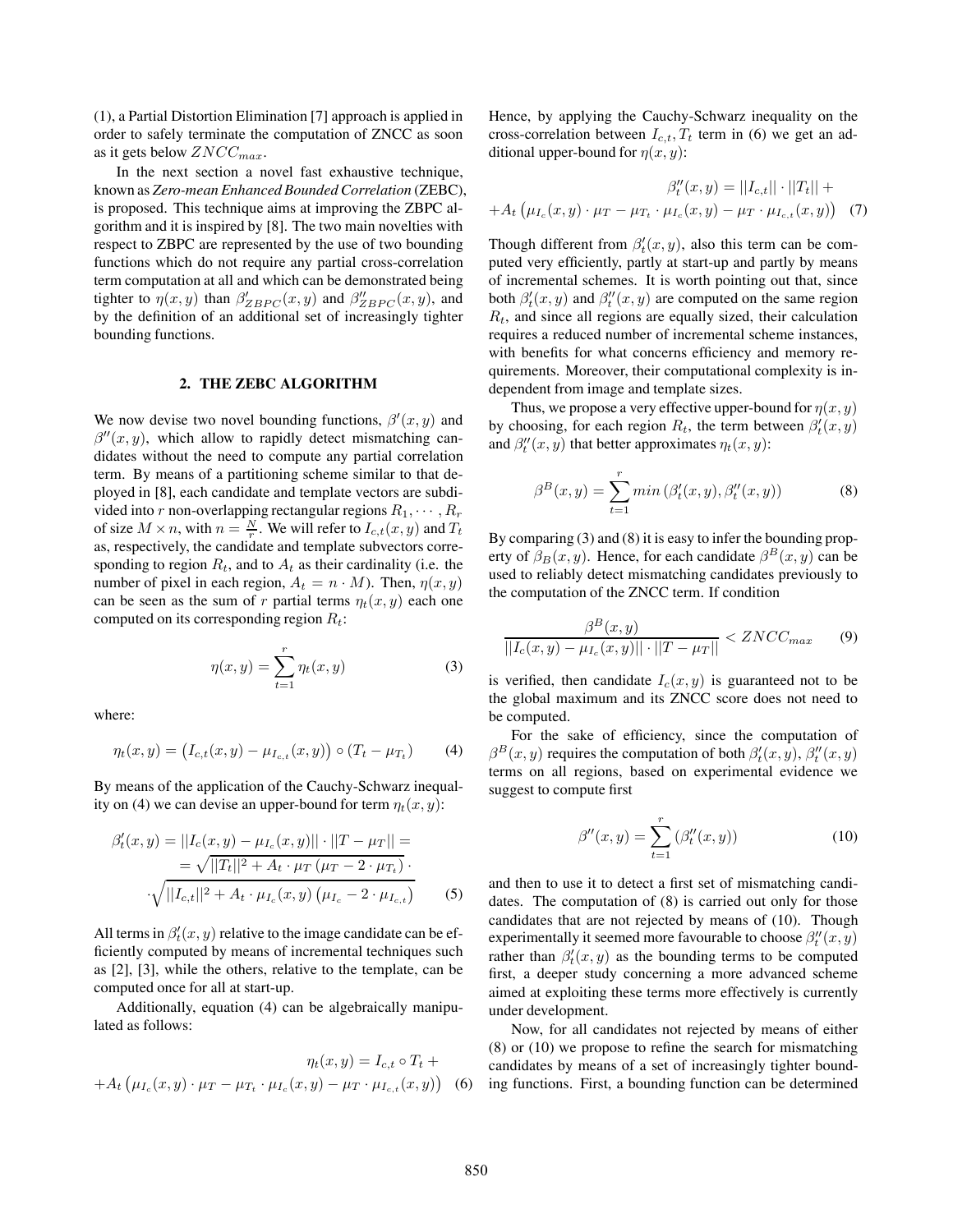(1), a Partial Distortion Elimination [7] approach is applied in order to safely terminate the computation of ZNCC as soon as it gets below $ZNCC_{max}$.

In the next section a novel fast exhaustive technique, known as *Zero-mean Enhanced Bounded Correlation* (ZEBC), is proposed. This technique aims at improving the ZBPC algorithm and it is inspired by [8]. The two main novelties with respect to ZBPC are represented by the use of two bounding functions which do not require any partial cross-correlation term computation at all and which can be demonstrated being tighter to $\eta(x,y)$ than $\beta'_{ZBPC}(x,y)$ and $\beta''_{ZBPC}(x,y)$, and by the definition of an additional set of increasingly tighter bounding functions.

## 2. THE ZEBC ALGORITHM

We now devise two novel bounding functions, $\beta'(x,y)$ and $\beta''(x,y)$, which allow to rapidly detect mismatching candidates without the need to compute any partial correlation term. By means of a partitioning scheme similar to that deployed in [8], each candidate and template vectors are subdivided into $r$ non-overlapping rectangular regions $R_1, \cdots, R_r$ of size $M \times n$, with $n = \frac{N}{r}$. We will refer to $I_{c,t}(x,y)$ and $T_t$ as, respectively, the candidate and template subvectors corresponding to region $R_t$, and to $A_t$ as their cardinality (i.e. the number of pixel in each region, $A_t = n \cdot M$). Then, $\eta(x,y)$ can be seen as the sum of $r$ partial terms $\eta_t(x,y)$ each one computed on its corresponding region $R_t$:

$$\eta(x,y) = \sum_{t=1}^{r} \eta_t(x,y) \tag{3}$$

where:

$$\eta_t(x,y) = \left(I_{c,t}(x,y) - \mu_{I_{c,t}}(x,y)\right) \circ (T_t - \mu_{T_t}) \tag{4}$$

By means of the application of the Cauchy-Schwarz inequality on (4) we can devise an upper-bound for term $\eta_t(x,y)$:

$$\begin{aligned}\beta'_t(x,y) &= ||I_c(x,y) - \mu_{I_c}(x,y)|| \cdot ||T - \mu_T|| = \\ &= \sqrt{||T_t||^2 + A_t \cdot \mu_T \left(\mu_T - 2 \cdot \mu_{T_t}\right)} \cdot \\ &\cdot \sqrt{||I_{c,t}||^2 + A_t \cdot \mu_{I_c}(x,y) \left(\mu_{I_c} - 2 \cdot \mu_{I_{c,t}}\right)}\end{aligned} \tag{5}$$

All terms in $\beta'_t(x,y)$ relative to the image candidate can be efficiently computed by means of incremental techniques such as [2], [3], while the others, relative to the template, can be computed once for all at start-up.

Additionally, equation (4) can be algebraically manipulated as follows:

$$\begin{aligned}&\eta_t(x,y) = I_{c,t} \circ T_t + \\ &+A_t \left(\mu_{I_c}(x,y) \cdot \mu_T - \mu_{T_t} \cdot \mu_{I_c}(x,y) - \mu_T \cdot \mu_{I_{c,t}}(x,y)\right)\end{aligned} \tag{6}$$

Hence, by applying the Cauchy-Schwarz inequality on the cross-correlation between $I_{c,t}, T_t$ term in (6) we get an additional upper-bound for $\eta(x,y)$:

$$\begin{aligned}&\beta''_t(x,y) = ||I_{c,t}|| \cdot ||T_t|| + \\ &+A_t \left(\mu_{I_c}(x,y) \cdot \mu_T - \mu_{T_t} \cdot \mu_{I_c}(x,y) - \mu_T \cdot \mu_{I_{c,t}}(x,y)\right)\end{aligned} \tag{7}$$

Though different from $\beta'_t(x,y)$, also this term can be computed very efficiently, partly at start-up and partly by means of incremental schemes. It is worth pointing out that, since both $\beta'_t(x,y)$ and $\beta''_t(x,y)$ are computed on the same region $R_t$, and since all regions are equally sized, their calculation requires a reduced number of incremental scheme instances, with benefits for what concerns efficiency and memory requirements. Moreover, their computational complexity is independent from image and template sizes.

Thus, we propose a very effective upper-bound for $\eta(x,y)$ by choosing, for each region $R_t$, the term between $\beta'_t(x,y)$ and $\beta''_t(x,y)$ that better approximates $\eta_t(x,y)$:

$$\beta^B(x,y) = \sum_{t=1}^{r} min\left(\beta'_t(x,y), \beta''_t(x,y)\right) \tag{8}$$

By comparing (3) and (8) it is easy to infer the bounding property of $\beta_B(x,y)$. Hence, for each candidate $\beta^B(x,y)$ can be used to reliably detect mismatching candidates previously to the computation of the ZNCC term. If condition

$$\frac{\beta^B(x,y)}{||I_c(x,y) - \mu_{I_c}(x,y)|| \cdot ||T - \mu_T||} < ZNCC_{max} \tag{9}$$

is verified, then candidate $I_c(x,y)$ is guaranteed not to be the global maximum and its ZNCC score does not need to be computed.

For the sake of efficiency, since the computation of $\beta^B(x,y)$ requires the computation of both $\beta'_t(x,y)$, $\beta''_t(x,y)$ terms on all regions, based on experimental evidence we suggest to compute first

$$\beta''(x,y) = \sum_{t=1}^{r} \left(\beta''_t(x,y)\right) \tag{10}$$

and then to use it to detect a first set of mismatching candidates. The computation of (8) is carried out only for those candidates that are not rejected by means of (10). Though experimentally it seemed more favourable to choose $\beta''_t(x,y)$ rather than $\beta'_t(x,y)$ as the bounding terms to be computed first, a deeper study concerning a more advanced scheme aimed at exploiting these terms more effectively is currently under development.

Now, for all candidates not rejected by means of either (8) or (10) we propose to refine the search for mismatching candidates by means of a set of increasingly tighter bounding functions. First, a bounding function can be determined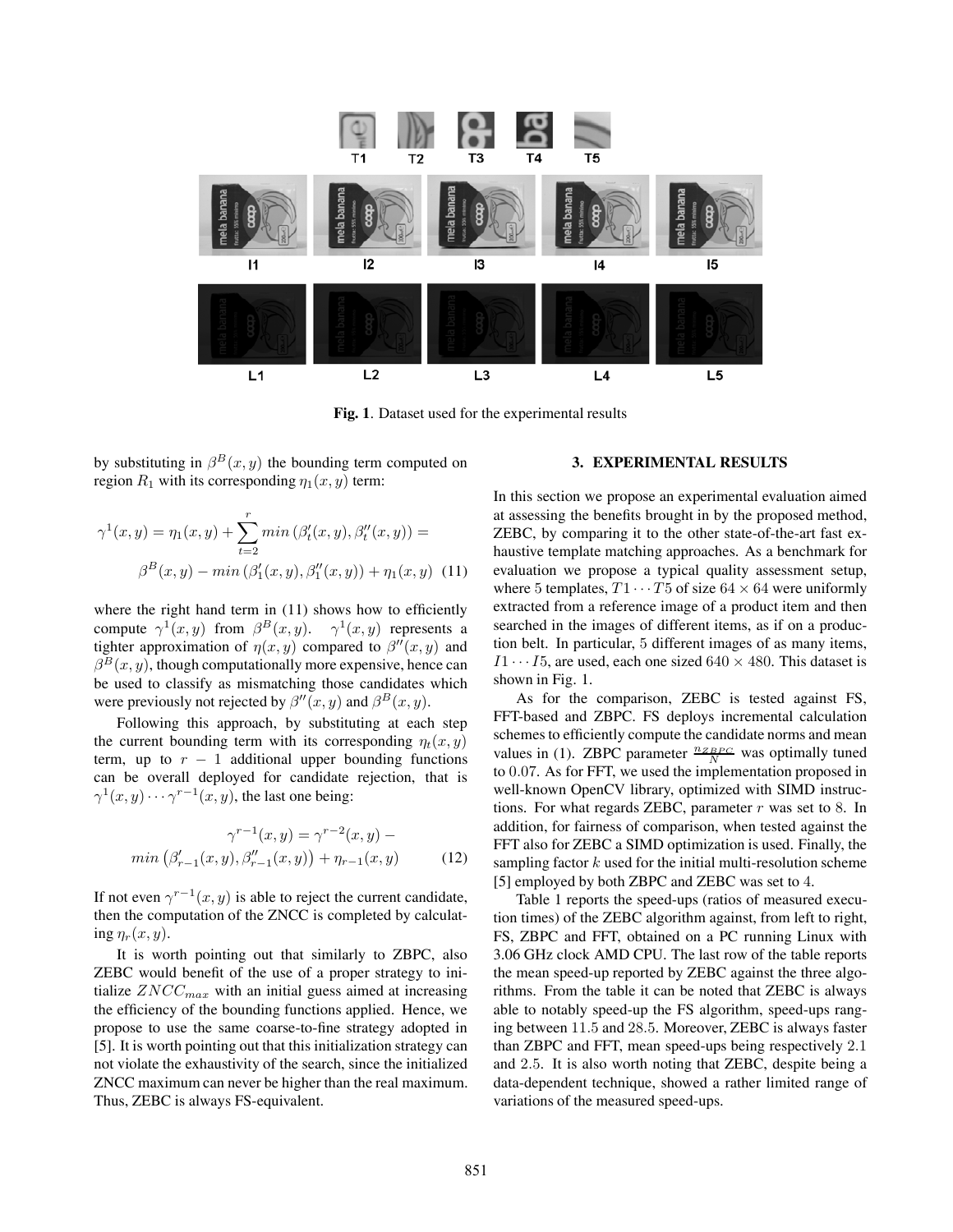**Fig. 1**. Dataset used for the experimental results

by substituting in $\beta^B(x, y)$ the bounding term computed on region $R_1$ with its corresponding $\eta_1(x, y)$ term:

$$\gamma^1(x,y) = \eta_1(x,y) + \sum_{t=2}^{r} min\left(\beta'_t(x,y), \beta''_t(x,y)\right) =$$
$$\beta^B(x,y) - min\left(\beta'_1(x,y), \beta''_1(x,y)\right) + \eta_1(x,y) \quad (11)$$

where the right hand term in (11) shows how to efficiently compute $\gamma^1(x, y)$ from $\beta^B(x, y)$. $\gamma^1(x, y)$ represents a tighter approximation of $\eta(x, y)$ compared to $\beta''(x, y)$ and $\beta^B(x, y)$, though computationally more expensive, hence can be used to classify as mismatching those candidates which were previously not rejected by $\beta''(x, y)$ and $\beta^B(x, y)$.

Following this approach, by substituting at each step the current bounding term with its corresponding $\eta_t(x, y)$ term, up to $r - 1$ additional upper bounding functions can be overall deployed for candidate rejection, that is $\gamma^1(x, y) \cdots \gamma^{r-1}(x, y)$, the last one being:

$$\gamma^{r-1}(x,y) = \gamma^{r-2}(x,y) - min\left(\beta'_{r-1}(x,y), \beta''_{r-1}(x,y)\right) + \eta_{r-1}(x,y) \quad (12)$$

If not even $\gamma^{r-1}(x, y)$ is able to reject the current candidate, then the computation of the ZNCC is completed by calculating $\eta_r(x, y)$.

It is worth pointing out that similarly to ZBPC, also ZEBC would benefit of the use of a proper strategy to initialize $ZNCC_{max}$ with an initial guess aimed at increasing the efficiency of the bounding functions applied. Hence, we propose to use the same coarse-to-fine strategy adopted in [5]. It is worth pointing out that this initialization strategy can not violate the exhaustivity of the search, since the initialized ZNCC maximum can never be higher than the real maximum. Thus, ZEBC is always FS-equivalent.

## 3. EXPERIMENTAL RESULTS

In this section we propose an experimental evaluation aimed at assessing the benefits brought in by the proposed method, ZEBC, by comparing it to the other state-of-the-art fast exhaustive template matching approaches. As a benchmark for evaluation we propose a typical quality assessment setup, where 5 templates, $T1 \cdots T5$ of size $64 \times 64$ were uniformly extracted from a reference image of a product item and then searched in the images of different items, as if on a production belt. In particular, 5 different images of as many items, $I1 \cdots I5$, are used, each one sized $640 \times 480$. This dataset is shown in Fig. 1.

As for the comparison, ZEBC is tested against FS, FFT-based and ZBPC. FS deploys incremental calculation schemes to efficiently compute the candidate norms and mean values in (1). ZBPC parameter $\frac{n_{ZBPC}}{N}$ was optimally tuned to 0.07. As for FFT, we used the implementation proposed in well-known OpenCV library, optimized with SIMD instructions. For what regards ZEBC, parameter $r$ was set to 8. In addition, for fairness of comparison, when tested against the FFT also for ZEBC a SIMD optimization is used. Finally, the sampling factor $k$ used for the initial multi-resolution scheme [5] employed by both ZBPC and ZEBC was set to 4.

Table 1 reports the speed-ups (ratios of measured execution times) of the ZEBC algorithm against, from left to right, FS, ZBPC and FFT, obtained on a PC running Linux with 3.06 GHz clock AMD CPU. The last row of the table reports the mean speed-up reported by ZEBC against the three algorithms. From the table it can be noted that ZEBC is always able to notably speed-up the FS algorithm, speed-ups ranging between 11.5 and 28.5. Moreover, ZEBC is always faster than ZBPC and FFT, mean speed-ups being respectively 2.1 and 2.5. It is also worth noting that ZEBC, despite being a data-dependent technique, showed a rather limited range of variations of the measured speed-ups.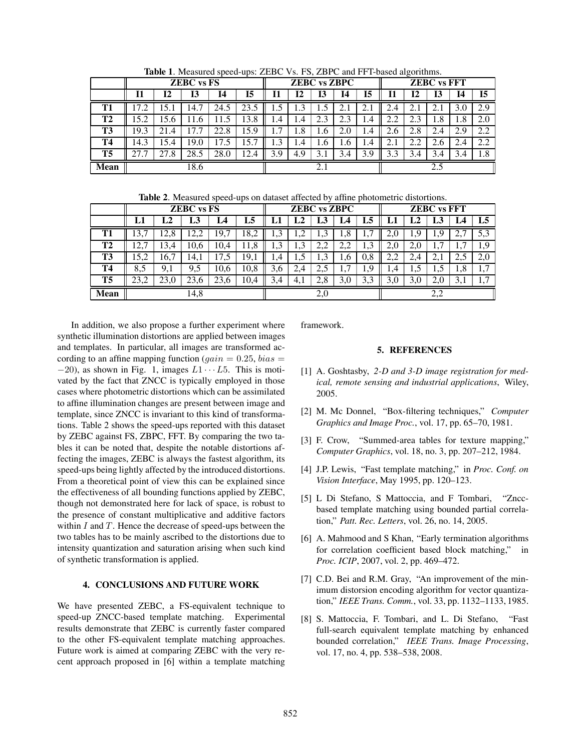**Table 1**. Measured speed-ups: ZEBC Vs. FS, ZBPC and FFT-based algorithms.

| | ZEBC vs FS | | | | | ZEBC vs ZBPC | | | | | ZEBC vs FFT | | | | |
|---|---|---|---|---|---|---|---|---|---|---|---|---|---|---|---|
| | I1 | I2 | I3 | I4 | I5 | I1 | I2 | I3 | I4 | I5 | I1 | I2 | I3 | I4 | I5 |
| **T1** | 17.2 | 15.1 | 14.7 | 24.5 | 23.5 | 1.5 | 1.3 | 1.5 | 2.1 | 2.1 | 2.4 | 2.1 | 2.1 | 3.0 | 2.9 |
| **T2** | 15.2 | 15.6 | 11.6 | 11.5 | 13.8 | 1.4 | 1.4 | 2.3 | 2.3 | 1.4 | 2.2 | 2.3 | 1.8 | 1.8 | 2.0 |
| **T3** | 19.3 | 21.4 | 17.7 | 22.8 | 15.9 | 1.7 | 1.8 | 1.6 | 2.0 | 1.4 | 2.6 | 2.8 | 2.4 | 2.9 | 2.2 |
| **T4** | 14.3 | 15.4 | 19.0 | 17.5 | 15.7 | 1.3 | 1.4 | 1.6 | 1.6 | 1.4 | 2.1 | 2.2 | 2.6 | 2.4 | 2.2 |
| **T5** | 27.7 | 27.8 | 28.5 | 28.0 | 12.4 | 3.9 | 4.9 | 3.1 | 3.4 | 3.9 | 3.3 | 3.4 | 3.4 | 3.4 | 1.8 |
| **Mean** | 18.6 | | | | | 2.1 | | | | | 2.5 | | | | |

**Table 2**. Measured speed-ups on dataset affected by affine photometric distortions.

| | ZEBC vs FS | | | | | ZEBC vs ZBPC | | | | | ZEBC vs FFT | | | | |
|---|---|---|---|---|---|---|---|---|---|---|---|---|---|---|---|
| | L1 | L2 | L3 | L4 | L5 | L1 | L2 | L3 | L4 | L5 | L1 | L2 | L3 | L4 | L5 |
| **T1** | 13,7 | 12,8 | 12,2 | 19,7 | 18,2 | 1,3 | 1,2 | 1,3 | 1,8 | 1,7 | 2,0 | 1,9 | 1,9 | 2,7 | 5,3 |
| **T2** | 12,7 | 13,4 | 10,6 | 10,4 | 11,8 | 1,3 | 1,3 | 2,2 | 2,2 | 1,3 | 2,0 | 2,0 | 1,7 | 1,7 | 1,9 |
| **T3** | 15,2 | 16,7 | 14,1 | 17,5 | 19,1 | 1,4 | 1,5 | 1,3 | 1,6 | 0,8 | 2,2 | 2,4 | 2,1 | 2,5 | 2,0 |
| **T4** | 8,5 | 9,1 | 9,5 | 10,6 | 10,8 | 3,6 | 2,4 | 2,5 | 1,7 | 1,9 | 1,4 | 1,5 | 1,5 | 1,8 | 1,7 |
| **T5** | 23,2 | 23,0 | 23,6 | 23,6 | 10,4 | 3,4 | 4,1 | 2,8 | 3,0 | 3,3 | 3,0 | 3,0 | 2,0 | 3,1 | 1,7 |
| **Mean** | 14,8 | | | | | 2,0 | | | | | 2,2 | | | | |

In addition, we also propose a further experiment where synthetic illumination distortions are applied between images and templates. In particular, all images are transformed according to an affine mapping function ($gain = 0.25$, $bias = -20$), as shown in Fig. 1, images $L1 \cdots L5$. This is motivated by the fact that ZNCC is typically employed in those cases where photometric distortions which can be assimilated to affine illumination changes are present between image and template, since ZNCC is invariant to this kind of transformations. Table 2 shows the speed-ups reported with this dataset by ZEBC against FS, ZBPC, FFT. By comparing the two tables it can be noted that, despite the notable distortions affecting the images, ZEBC is always the fastest algorithm, its speed-ups being lightly affected by the introduced distortions. From a theoretical point of view this can be explained since the effectiveness of all bounding functions applied by ZEBC, though not demonstrated here for lack of space, is robust to the presence of constant multiplicative and additive factors within $I$ and $T$. Hence the decrease of speed-ups between the two tables has to be mainly ascribed to the distortions due to intensity quantization and saturation arising when such kind of synthetic transformation is applied.

## 4. CONCLUSIONS AND FUTURE WORK

We have presented ZEBC, a FS-equivalent technique to speed-up ZNCC-based template matching. Experimental results demonstrate that ZEBC is currently faster compared to the other FS-equivalent template matching approaches. Future work is aimed at comparing ZEBC with the very recent approach proposed in [6] within a template matching framework.

## 5. REFERENCES

[1] A. Goshtasby, *2-D and 3-D image registration for medical, remote sensing and industrial applications*, Wiley, 2005.

[2] M. Mc Donnel, "Box-filtering techniques," *Computer Graphics and Image Proc.*, vol. 17, pp. 65–70, 1981.

[3] F. Crow, "Summed-area tables for texture mapping," *Computer Graphics*, vol. 18, no. 3, pp. 207–212, 1984.

[4] J.P. Lewis, "Fast template matching," in *Proc. Conf. on Vision Interface*, May 1995, pp. 120–123.

[5] L Di Stefano, S Mattoccia, and F Tombari, "Zncc-based template matching using bounded partial correlation," *Patt. Rec. Letters*, vol. 26, no. 14, 2005.

[6] A. Mahmood and S Khan, "Early termination algorithms for correlation coefficient based block matching," in *Proc. ICIP*, 2007, vol. 2, pp. 469–472.

[7] C.D. Bei and R.M. Gray, "An improvement of the minimum distorsion encoding algorithm for vector quantization," *IEEE Trans. Comm.*, vol. 33, pp. 1132–1133, 1985.

[8] S. Mattoccia, F. Tombari, and L. Di Stefano, "Fast full-search equivalent template matching by enhanced bounded correlation," *IEEE Trans. Image Processing*, vol. 17, no. 4, pp. 538–538, 2008.